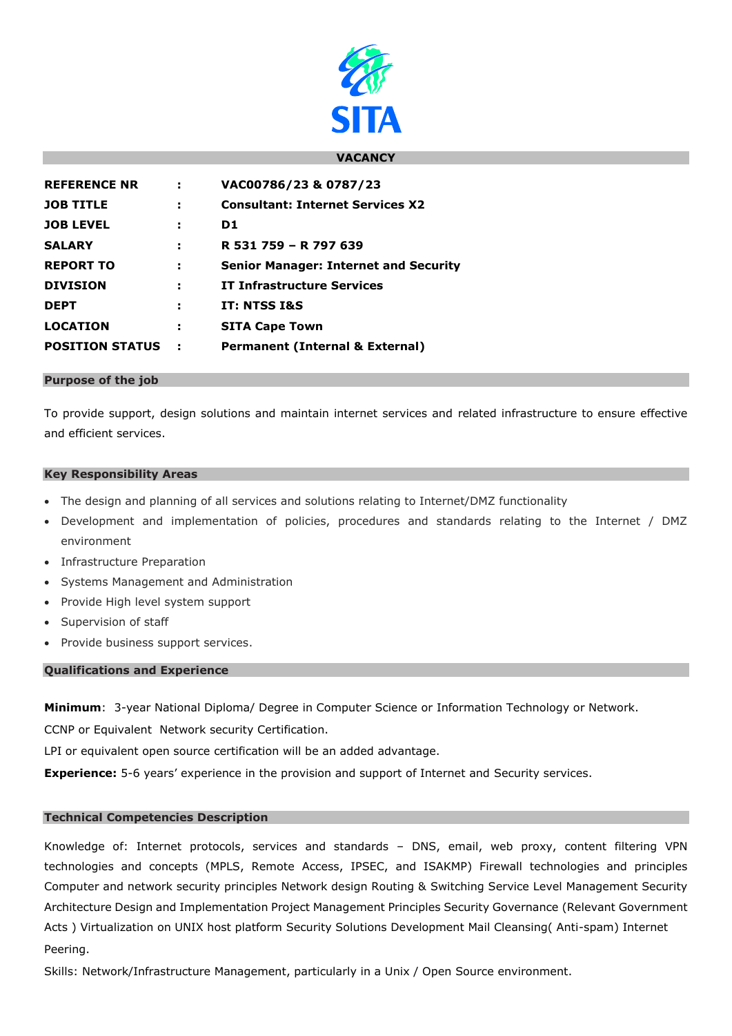SITA

## VACANCY

| | | |
|---|---|---|
| **REFERENCE NR** | : | **VAC00786/23 & 0787/23** |
| **JOB TITLE** | : | **Consultant: Internet Services X2** |
| **JOB LEVEL** | : | **D1** |
| **SALARY** | : | **R 531 759 – R 797 639** |
| **REPORT TO** | : | **Senior Manager: Internet and Security** |
| **DIVISION** | : | **IT Infrastructure Services** |
| **DEPT** | : | **IT: NTSS I&S** |
| **LOCATION** | : | **SITA Cape Town** |
| **POSITION STATUS** | : | **Permanent (Internal & External)** |

### Purpose of the job

To provide support, design solutions and maintain internet services and related infrastructure to ensure effective and efficient services.

### Key Responsibility Areas

- The design and planning of all services and solutions relating to Internet/DMZ functionality
- Development and implementation of policies, procedures and standards relating to the Internet / DMZ environment
- Infrastructure Preparation
- Systems Management and Administration
- Provide High level system support
- Supervision of staff
- Provide business support services.

### Qualifications and Experience

**Minimum**: 3-year National Diploma/ Degree in Computer Science or Information Technology or Network.

CCNP or Equivalent Network security Certification.

LPI or equivalent open source certification will be an added advantage.

**Experience:** 5-6 years' experience in the provision and support of Internet and Security services.

### Technical Competencies Description

Knowledge of: Internet protocols, services and standards – DNS, email, web proxy, content filtering VPN technologies and concepts (MPLS, Remote Access, IPSEC, and ISAKMP) Firewall technologies and principles Computer and network security principles Network design Routing & Switching Service Level Management Security Architecture Design and Implementation Project Management Principles Security Governance (Relevant Government Acts ) Virtualization on UNIX host platform Security Solutions Development Mail Cleansing( Anti-spam) Internet Peering.

Skills: Network/Infrastructure Management, particularly in a Unix / Open Source environment.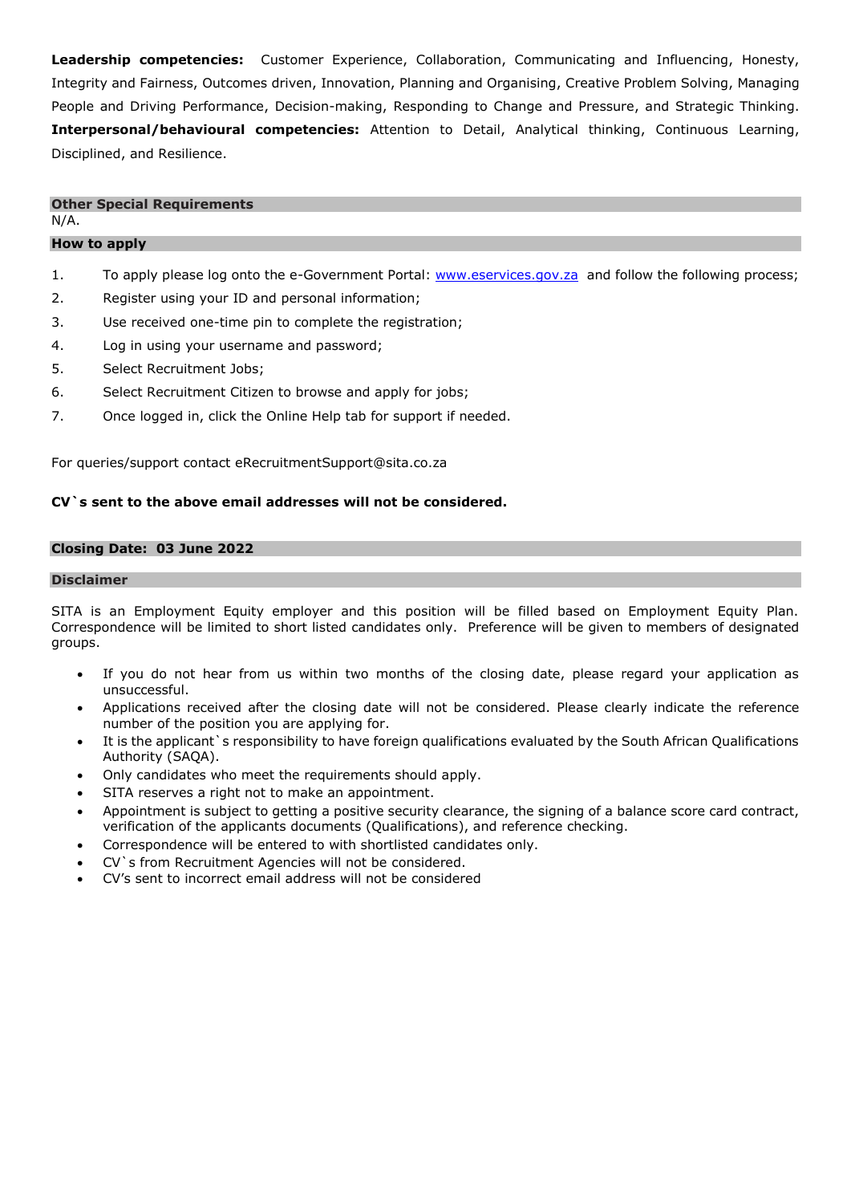**Leadership competencies:** Customer Experience, Collaboration, Communicating and Influencing, Honesty, Integrity and Fairness, Outcomes driven, Innovation, Planning and Organising, Creative Problem Solving, Managing People and Driving Performance, Decision-making, Responding to Change and Pressure, and Strategic Thinking. **Interpersonal/behavioural competencies:** Attention to Detail, Analytical thinking, Continuous Learning, Disciplined, and Resilience.

## Other Special Requirements

N/A.

## How to apply

1. To apply please log onto the e-Government Portal: [www.eservices.gov.za](http://www.eservices.gov.za) and follow the following process;
2. Register using your ID and personal information;
3. Use received one-time pin to complete the registration;
4. Log in using your username and password;
5. Select Recruitment Jobs;
6. Select Recruitment Citizen to browse and apply for jobs;
7. Once logged in, click the Online Help tab for support if needed.

For queries/support contact eRecruitmentSupport@sita.co.za

**CV`s sent to the above email addresses will not be considered.**

## Closing Date: 03 June 2022

## Disclaimer

SITA is an Employment Equity employer and this position will be filled based on Employment Equity Plan. Correspondence will be limited to short listed candidates only. Preference will be given to members of designated groups.

- If you do not hear from us within two months of the closing date, please regard your application as unsuccessful.
- Applications received after the closing date will not be considered. Please clearly indicate the reference number of the position you are applying for.
- It is the applicant`s responsibility to have foreign qualifications evaluated by the South African Qualifications Authority (SAQA).
- Only candidates who meet the requirements should apply.
- SITA reserves a right not to make an appointment.
- Appointment is subject to getting a positive security clearance, the signing of a balance score card contract, verification of the applicants documents (Qualifications), and reference checking.
- Correspondence will be entered to with shortlisted candidates only.
- CV`s from Recruitment Agencies will not be considered.
- CV's sent to incorrect email address will not be considered